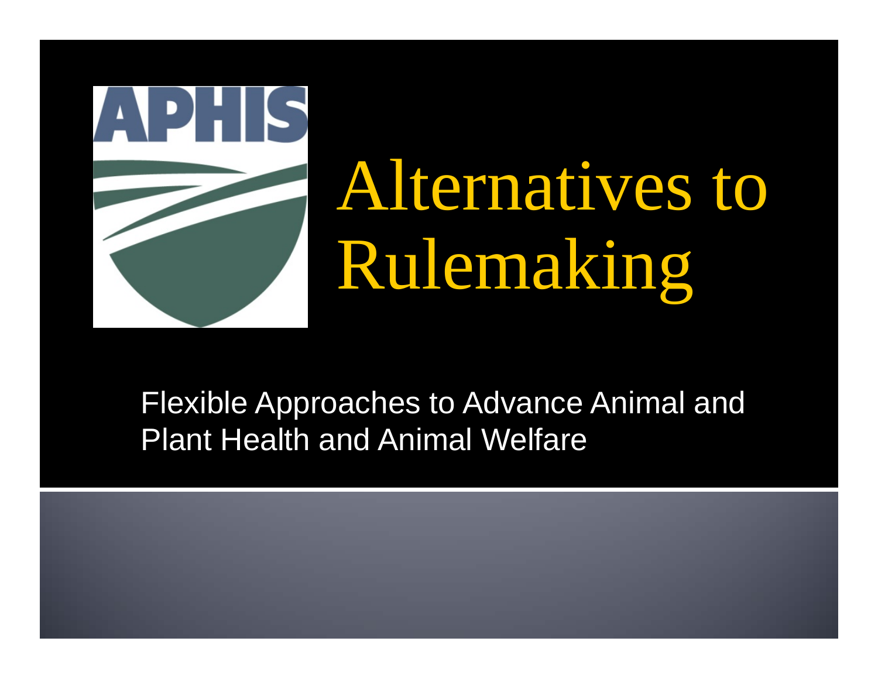# Alternatives to Rulemaking

Flexible Approaches to Advance Animal and Plant Health and Animal Welfare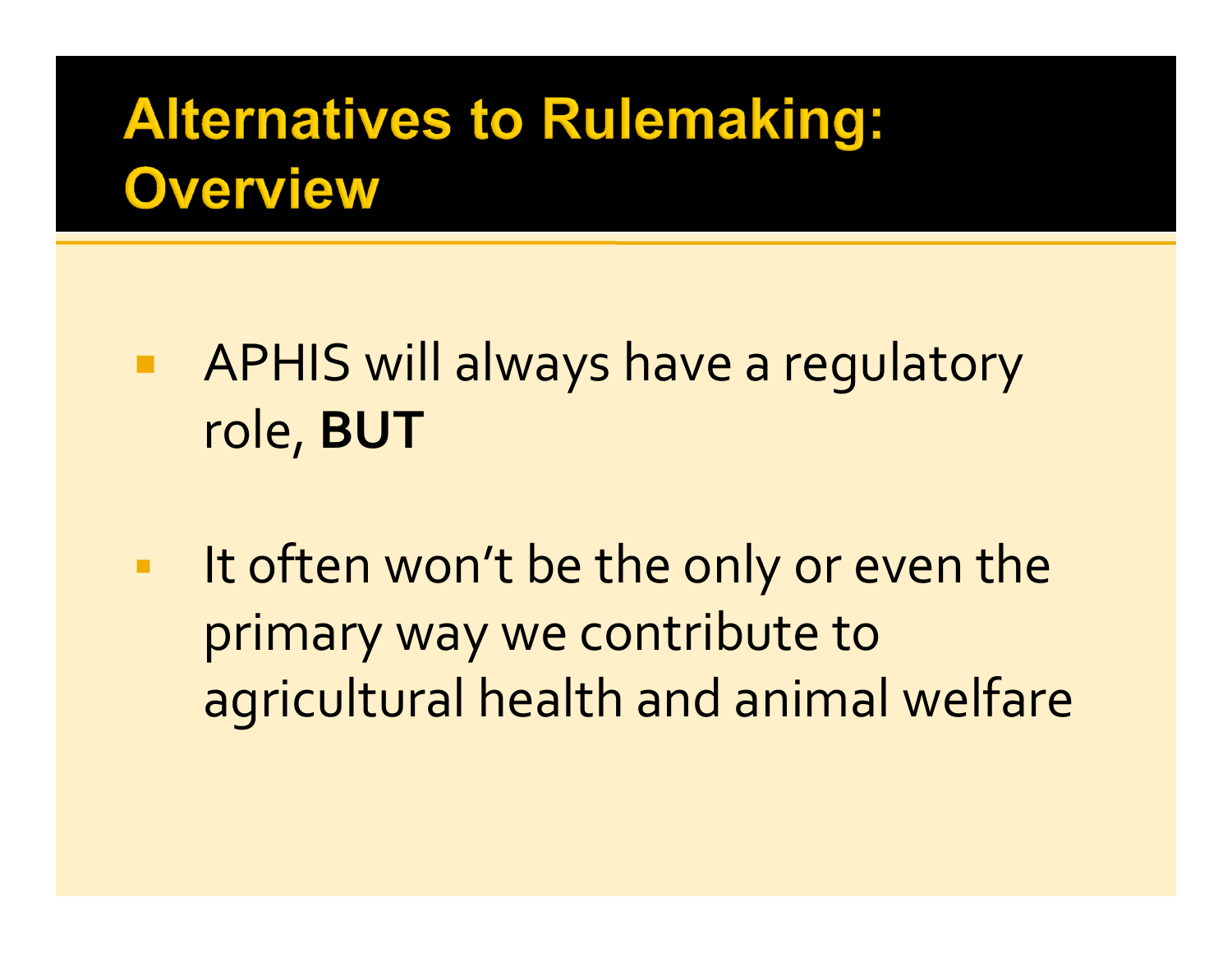# Alternatives to Rulemaking: Overview

- APHIS will always have a regulatory role, **BUT**
- It often won't be the only or even the primary way we contribute to agricultural health and animal welfare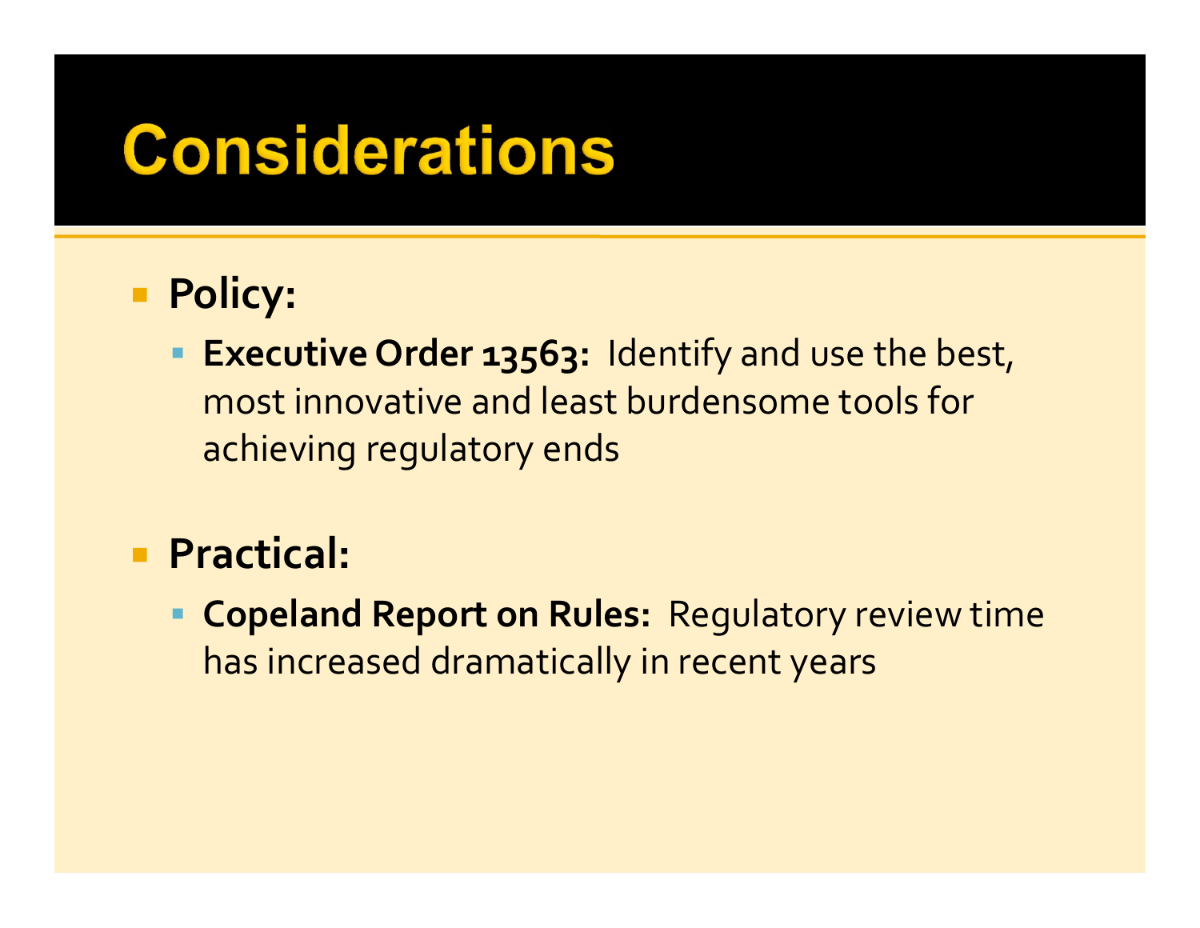# Considerations

- **Policy:**
  - **Executive Order 13563:** Identify and use the best, most innovative and least burdensome tools for achieving regulatory ends

- **Practical:**
  - **Copeland Report on Rules:** Regulatory review time has increased dramatically in recent years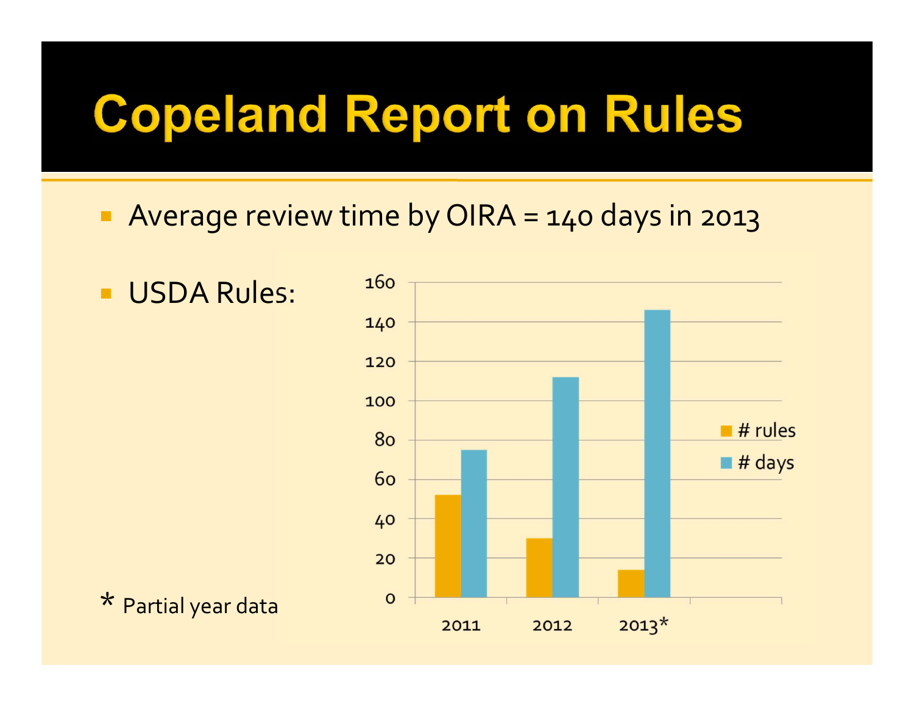# Copeland Report on Rules

- Average review time by OIRA = 140 days in 2013
- USDA Rules:

| Year | # rules | # days |
| --- | --- | --- |
| 2011 | 52 | 75 |
| 2012 | 30 | 112 |
| 2013* | 14 | 146 |

\* Partial year data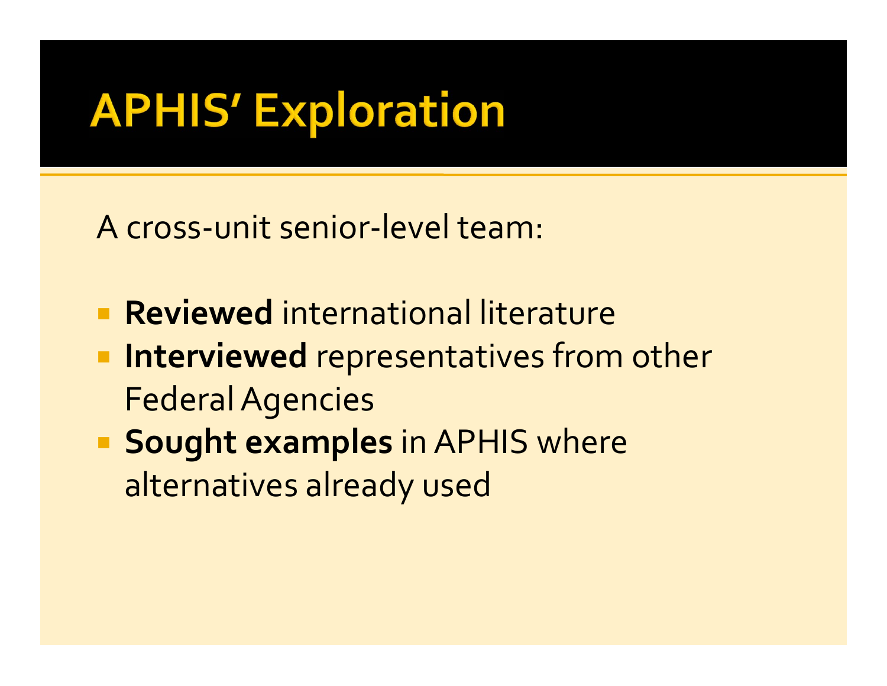# APHIS' Exploration

A cross-unit senior-level team:

- **Reviewed** international literature
- **Interviewed** representatives from other Federal Agencies
- **Sought examples** in APHIS where alternatives already used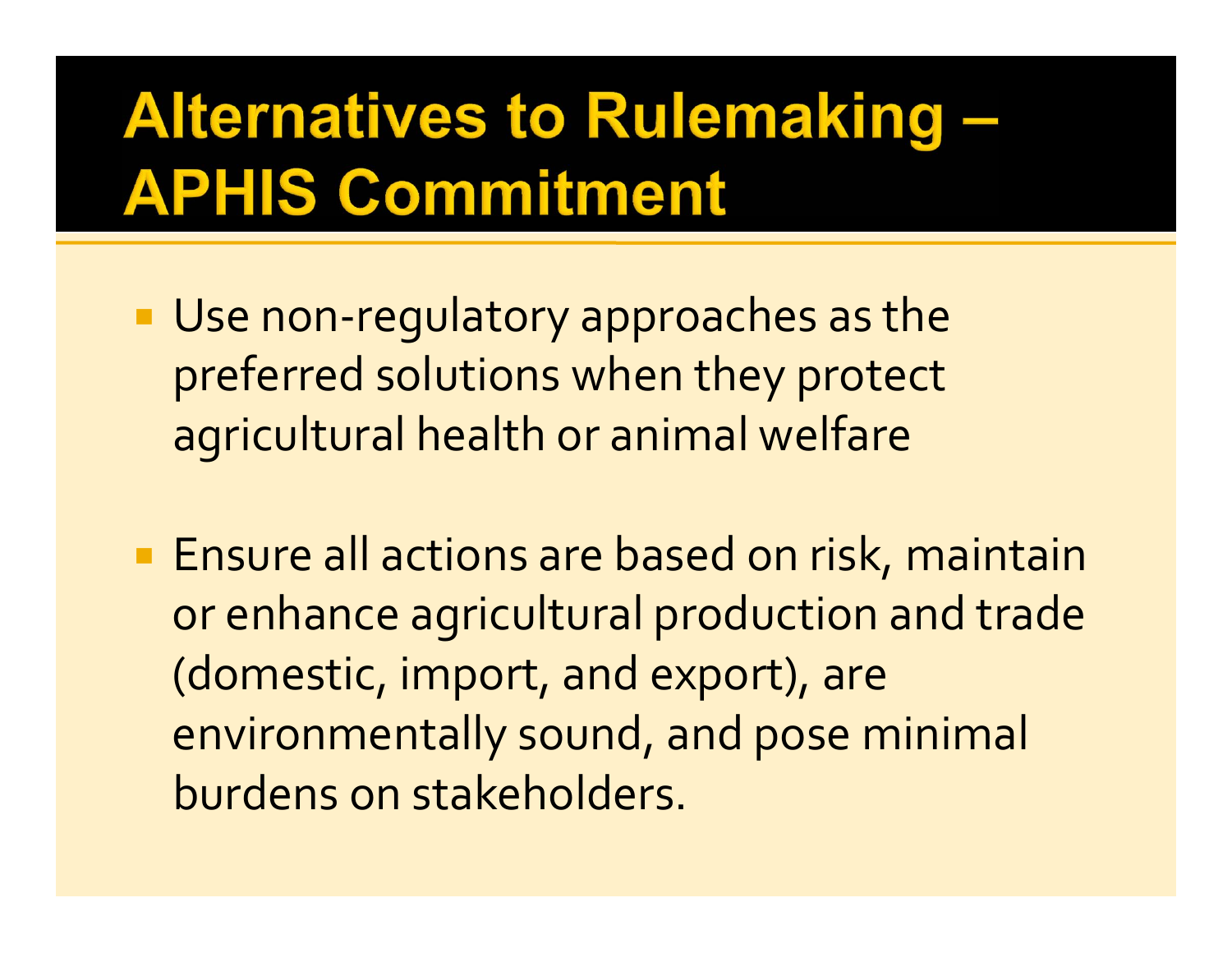# Alternatives to Rulemaking – APHIS Commitment

- Use non-regulatory approaches as the preferred solutions when they protect agricultural health or animal welfare

- Ensure all actions are based on risk, maintain or enhance agricultural production and trade (domestic, import, and export), are environmentally sound, and pose minimal burdens on stakeholders.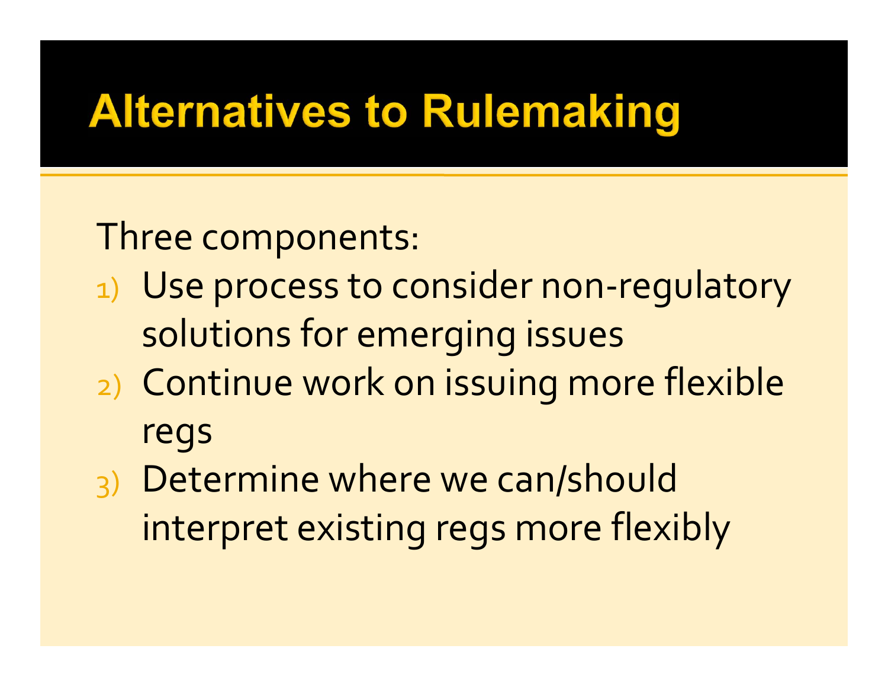# Alternatives to Rulemaking

Three components:

1) Use process to consider non-regulatory solutions for emerging issues
2) Continue work on issuing more flexible regs
3) Determine where we can/should interpret existing regs more flexibly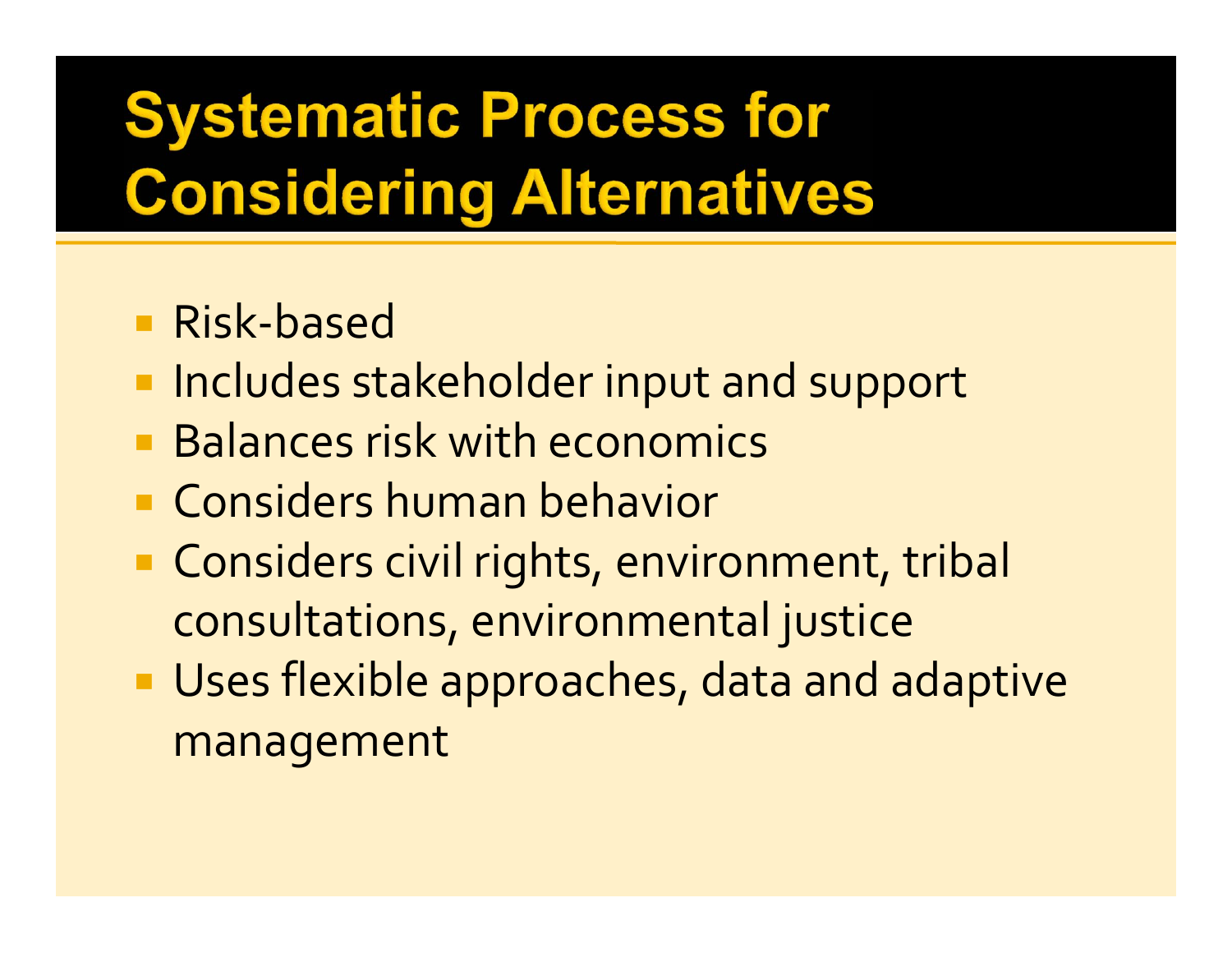# Systematic Process for Considering Alternatives

- Risk-based
- Includes stakeholder input and support
- Balances risk with economics
- Considers human behavior
- Considers civil rights, environment, tribal consultations, environmental justice
- Uses flexible approaches, data and adaptive management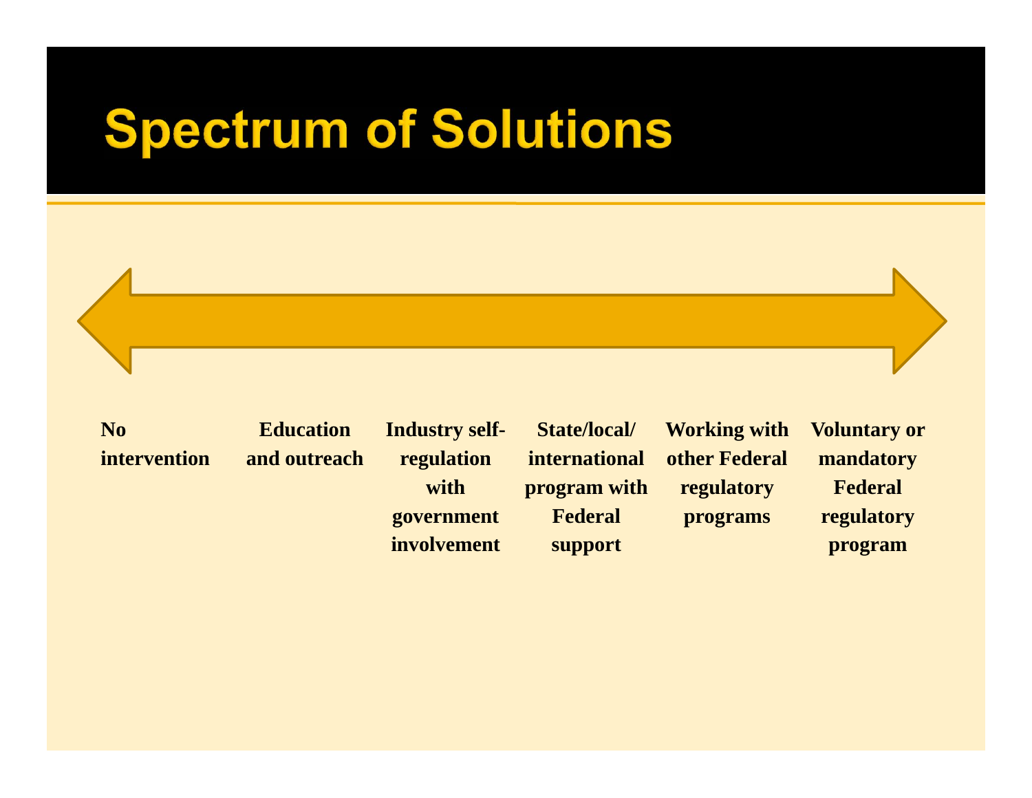# Spectrum of Solutions

| No intervention | Education and outreach | Industry self-regulation with government involvement | State/local/ international program with Federal support | Working with other Federal regulatory programs | Voluntary or mandatory Federal regulatory program |
|---|---|---|---|---|---|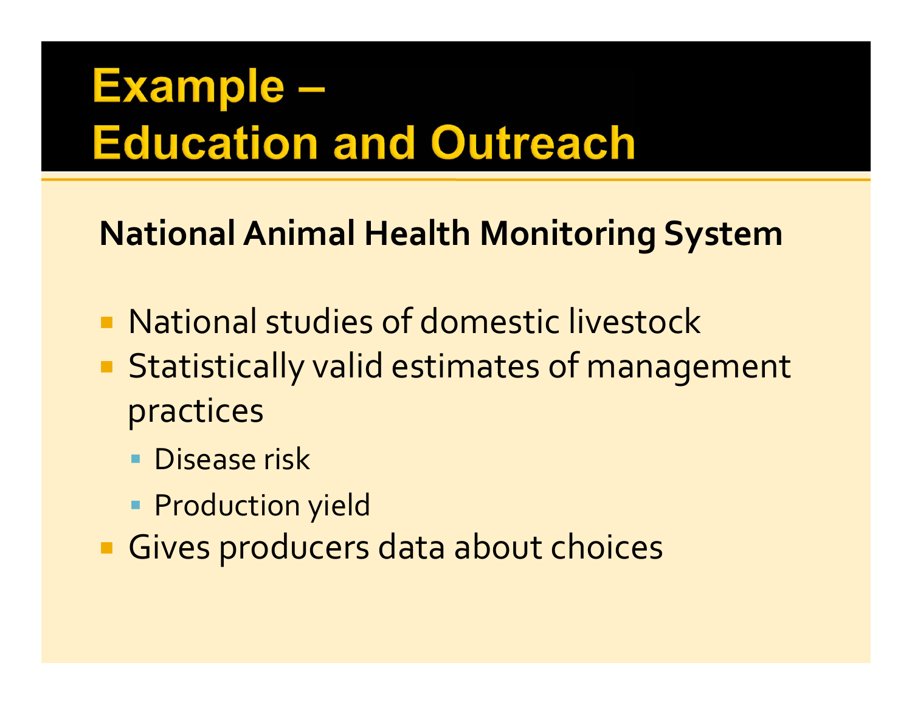# Example – Education and Outreach

**National Animal Health Monitoring System**

- National studies of domestic livestock
- Statistically valid estimates of management practices
  - Disease risk
  - Production yield
- Gives producers data about choices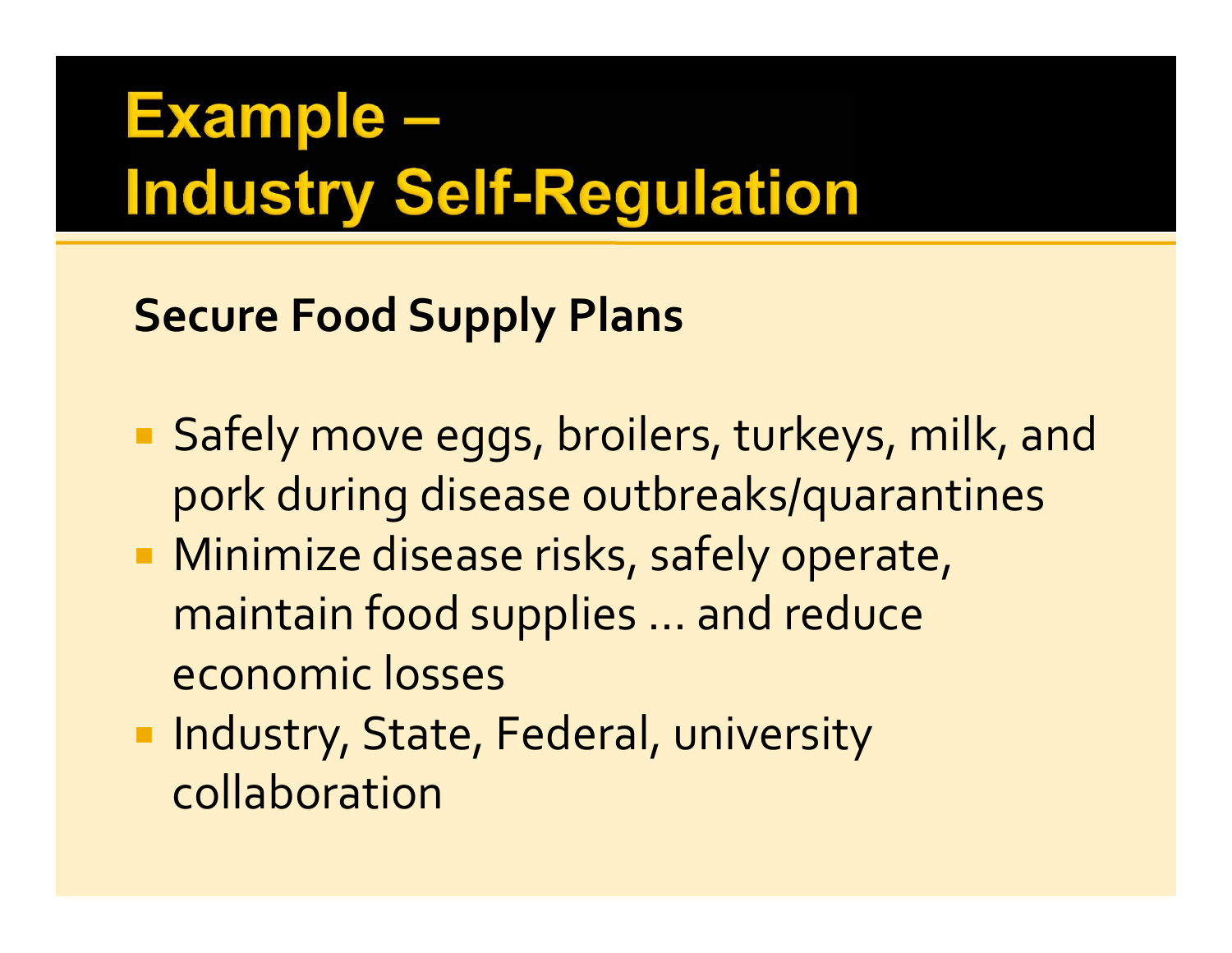# Example – Industry Self-Regulation

**Secure Food Supply Plans**

- Safely move eggs, broilers, turkeys, milk, and pork during disease outbreaks/quarantines
- Minimize disease risks, safely operate, maintain food supplies … and reduce economic losses
- Industry, State, Federal, university collaboration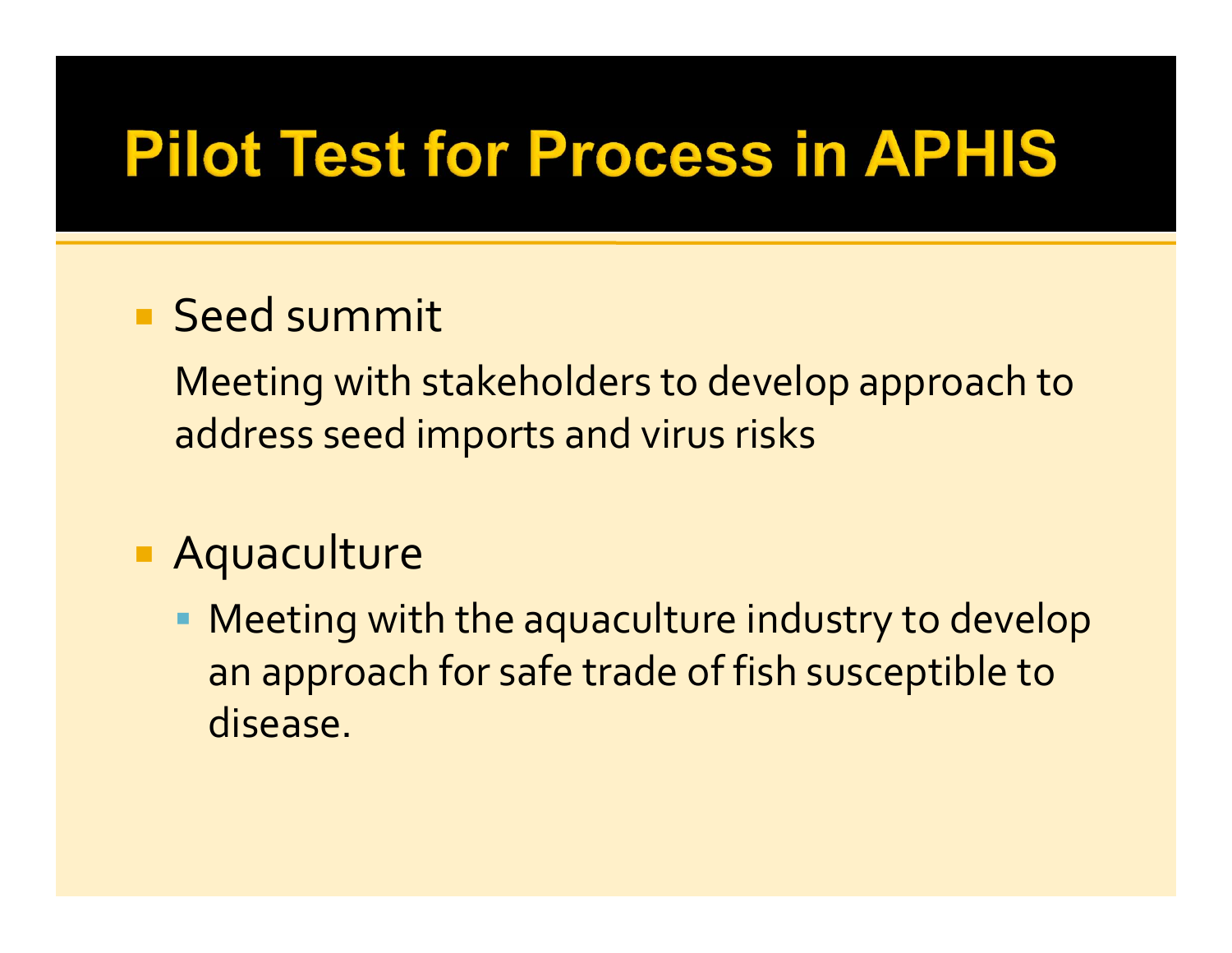# Pilot Test for Process in APHIS

- Seed summit

  Meeting with stakeholders to develop approach to address seed imports and virus risks

- Aquaculture
  - Meeting with the aquaculture industry to develop an approach for safe trade of fish susceptible to disease.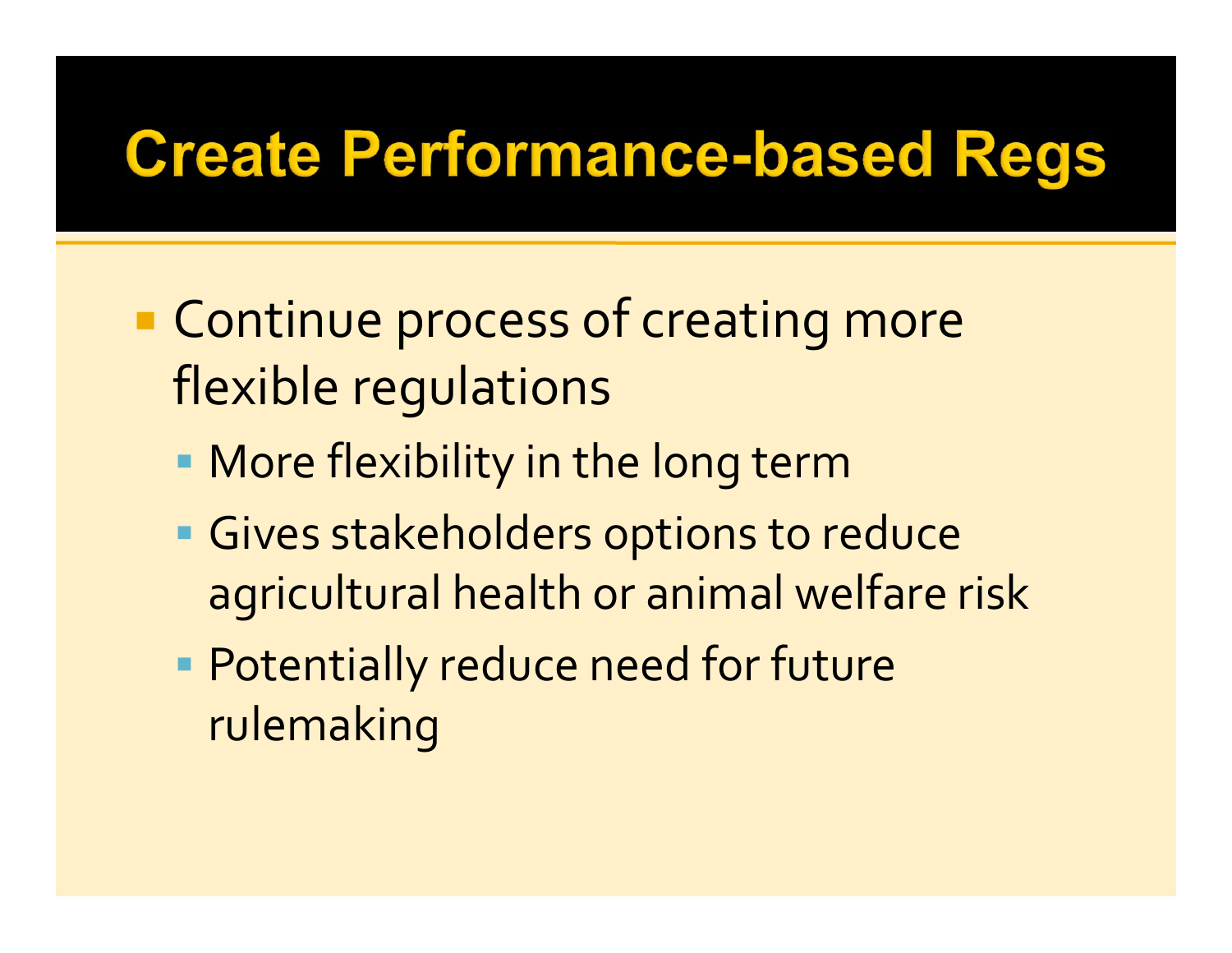# Create Performance-based Regs

- Continue process of creating more flexible regulations
  - More flexibility in the long term
  - Gives stakeholders options to reduce agricultural health or animal welfare risk
  - Potentially reduce need for future rulemaking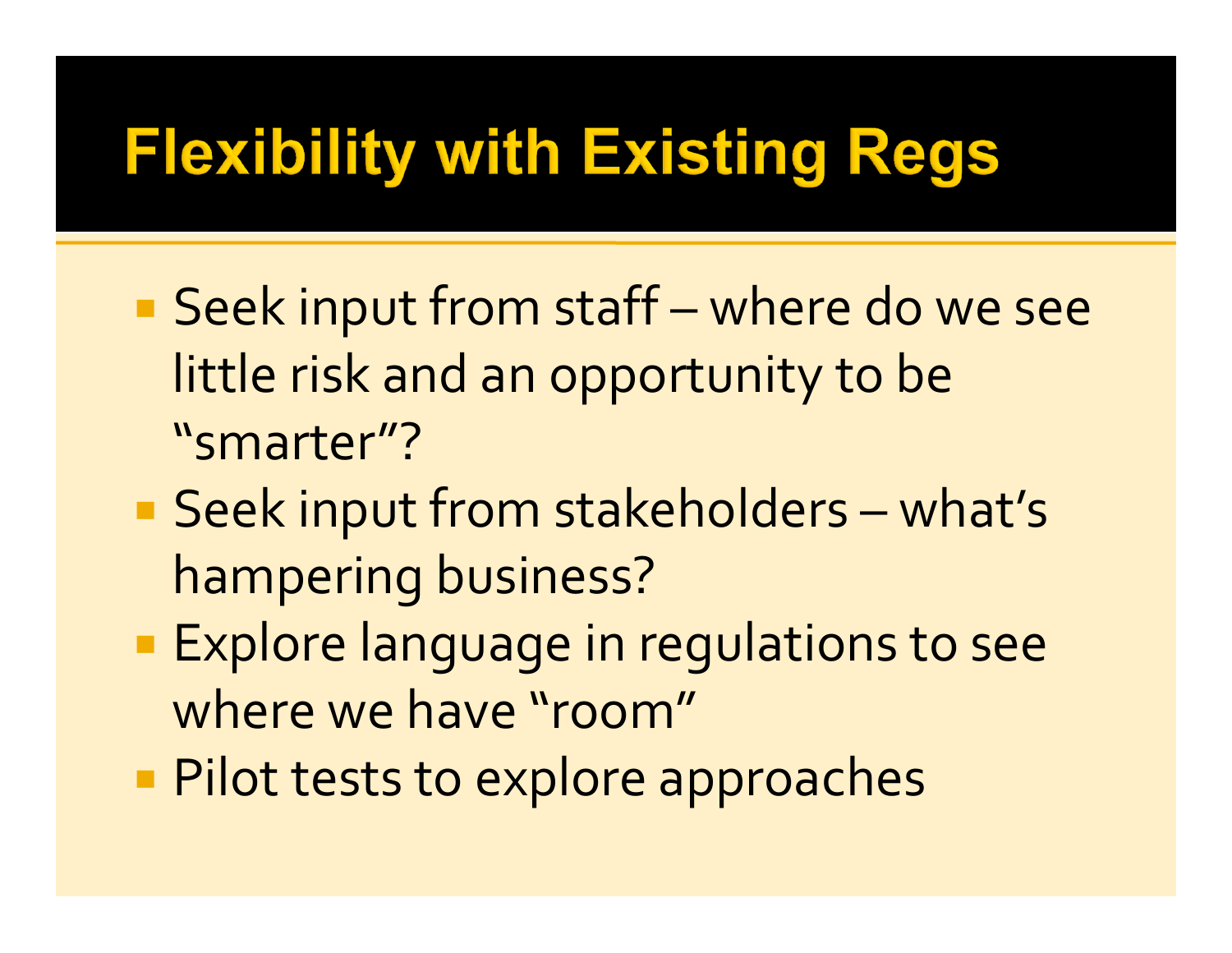# Flexibility with Existing Regs

- Seek input from staff – where do we see little risk and an opportunity to be "smarter"?
- Seek input from stakeholders – what's hampering business?
- Explore language in regulations to see where we have "room"
- Pilot tests to explore approaches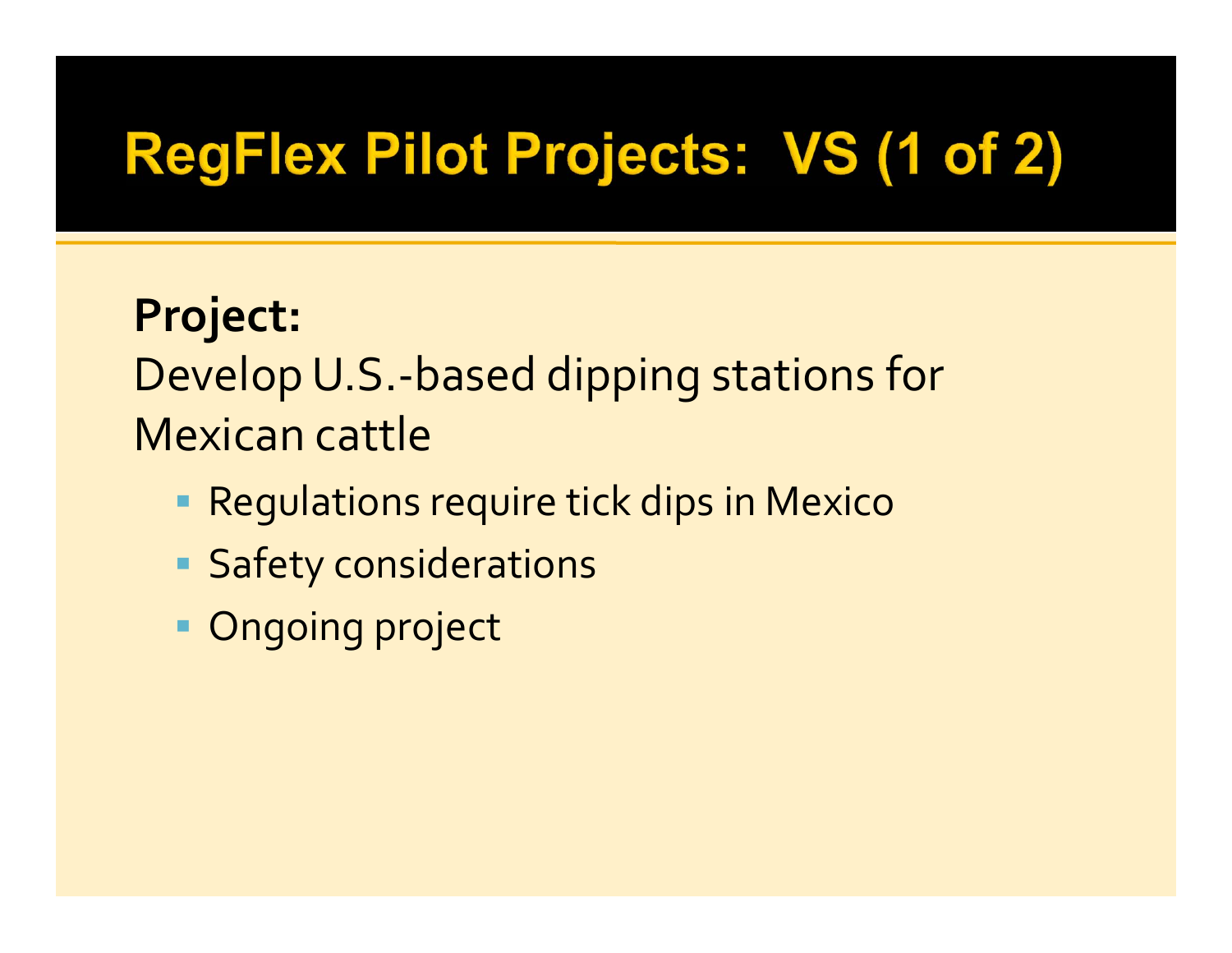# RegFlex Pilot Projects: VS (1 of 2)

**Project:**

Develop U.S.-based dipping stations for Mexican cattle

- Regulations require tick dips in Mexico
- Safety considerations
- Ongoing project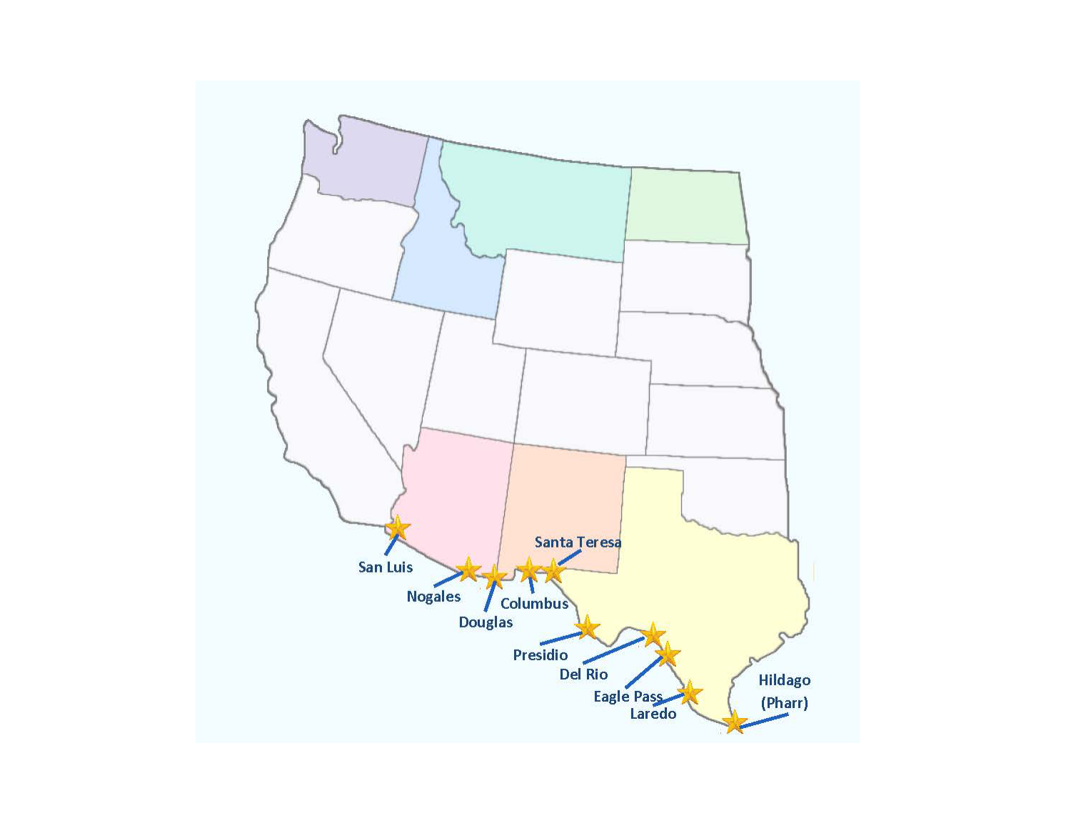San Luis

Nogales

Douglas

Columbus

Santa Teresa

Presidio

Del Rio

Eagle Pass

Laredo

Hildago (Pharr)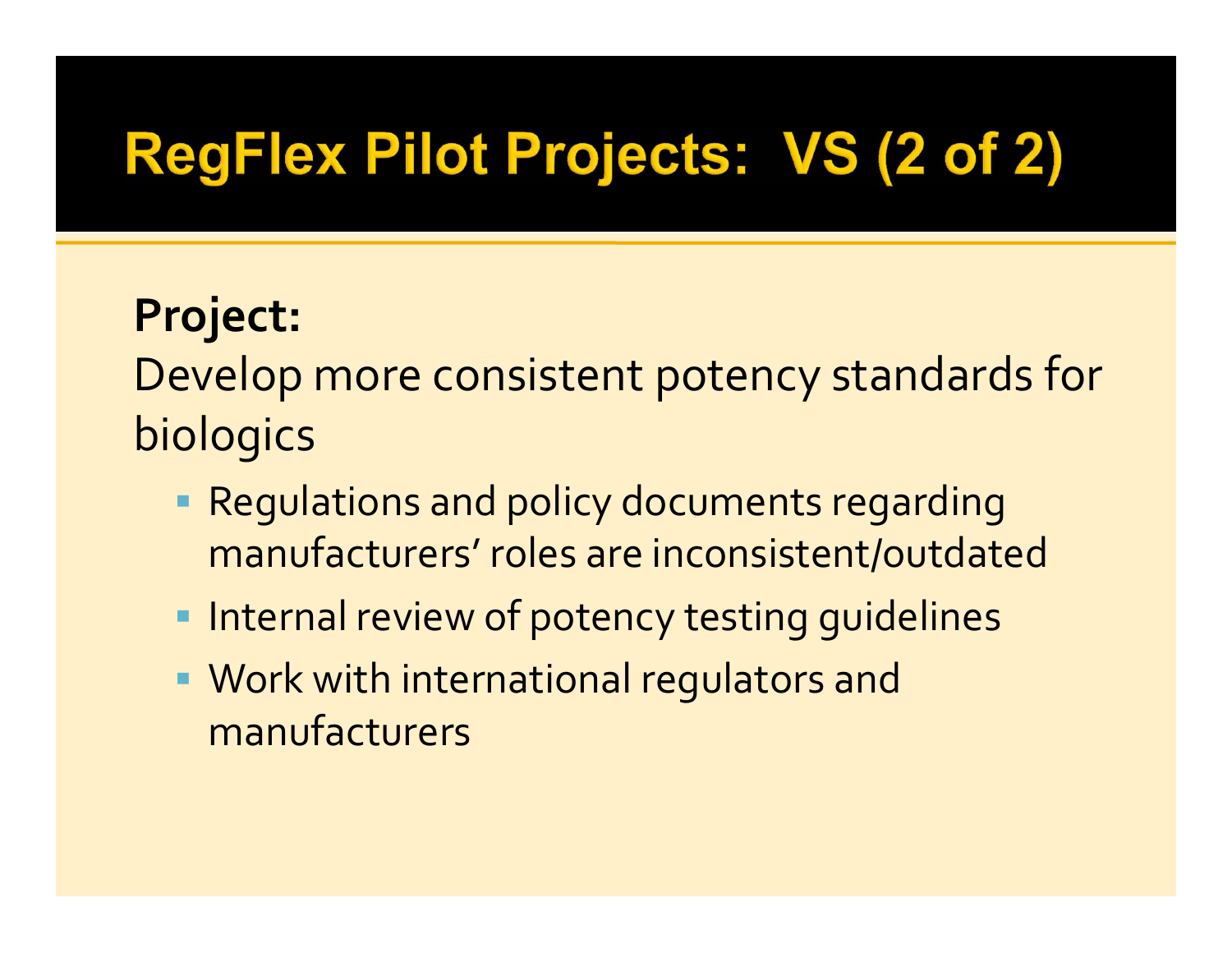# RegFlex Pilot Projects: VS (2 of 2)

**Project:**

Develop more consistent potency standards for biologics

- Regulations and policy documents regarding manufacturers' roles are inconsistent/outdated
- Internal review of potency testing guidelines
- Work with international regulators and manufacturers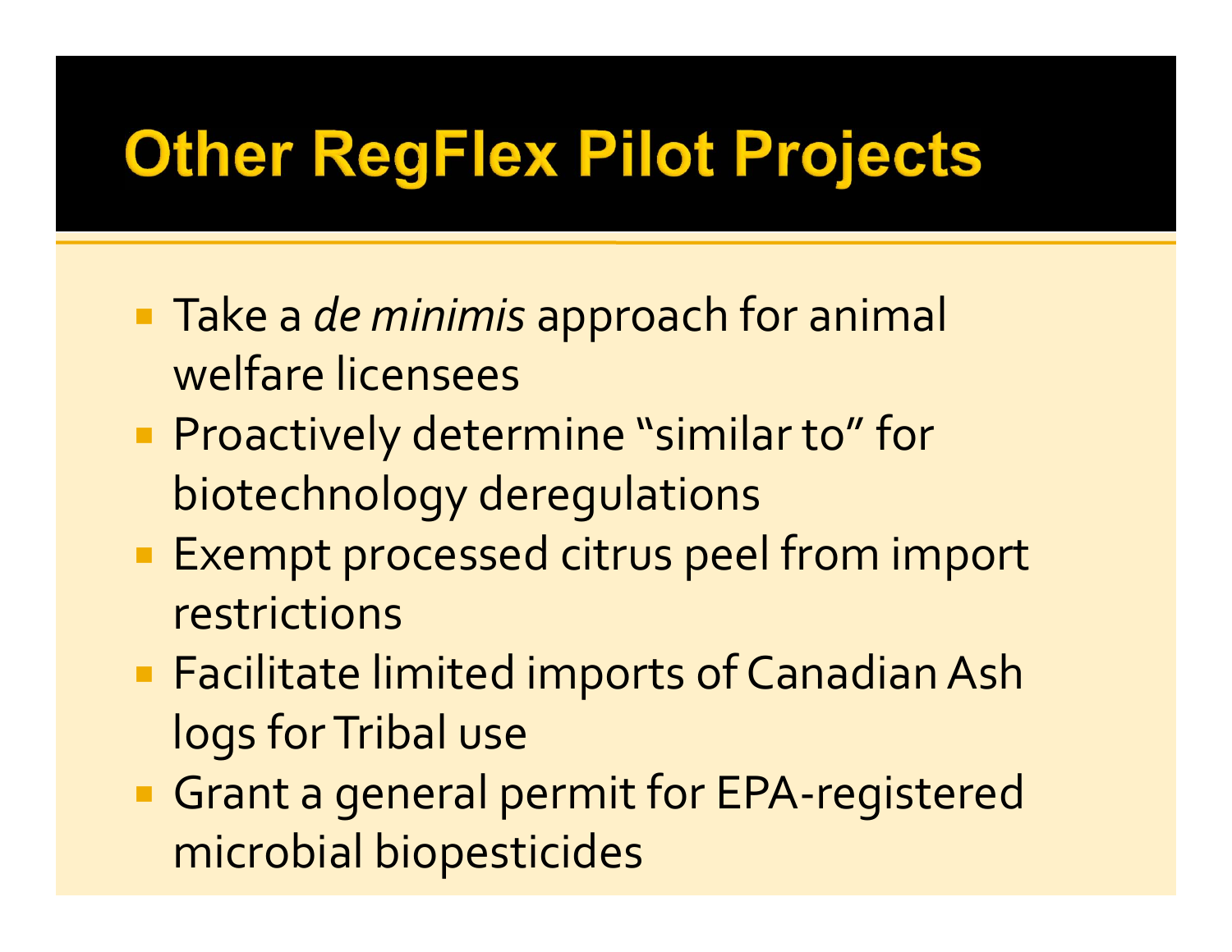# Other RegFlex Pilot Projects

- Take a *de minimis* approach for animal welfare licensees
- Proactively determine “similar to” for biotechnology deregulations
- Exempt processed citrus peel from import restrictions
- Facilitate limited imports of Canadian Ash logs for Tribal use
- Grant a general permit for EPA-registered microbial biopesticides